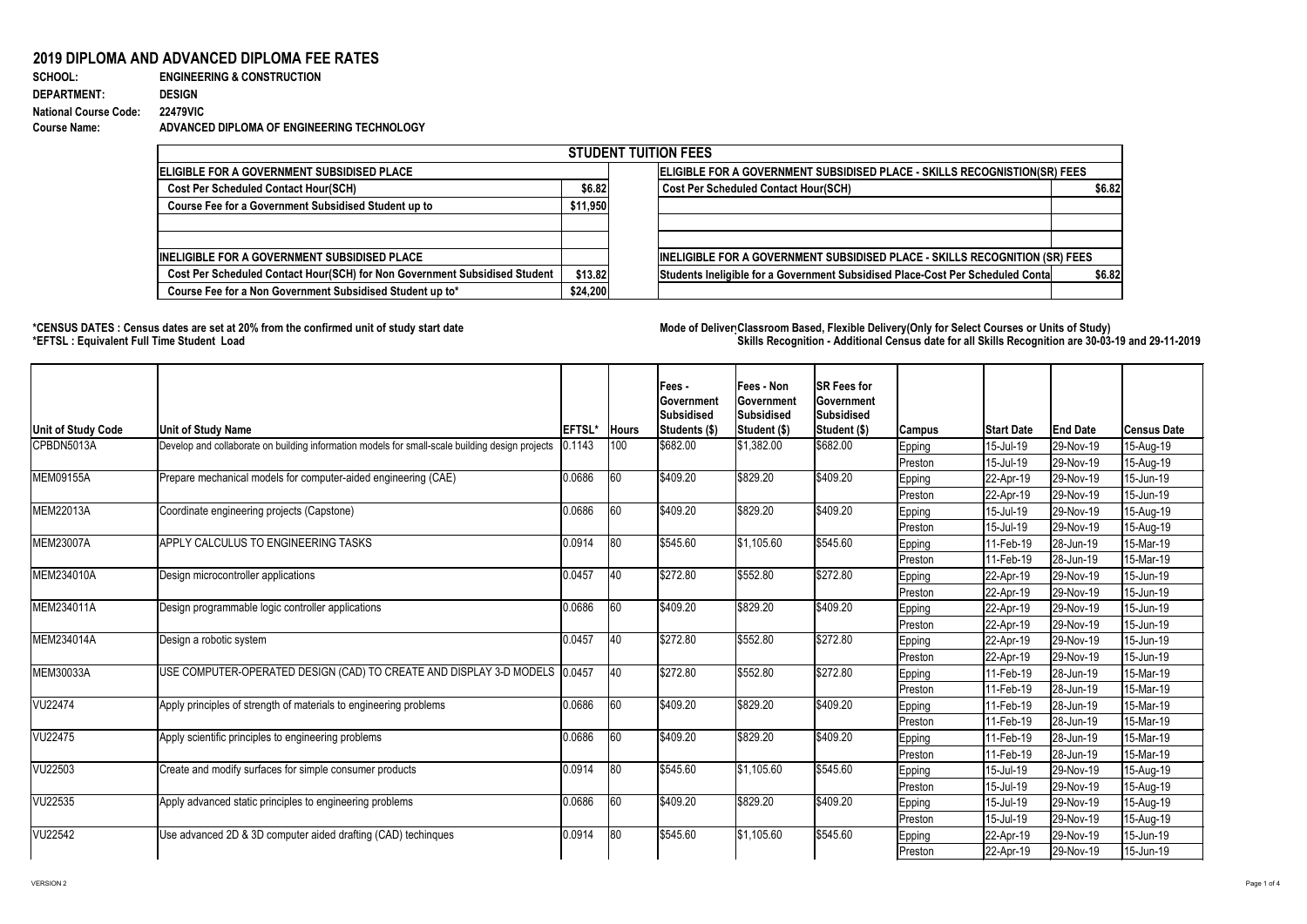# 2019 DIPLOMA AND ADVANCED DIPLOMA FEE RATES

**SCHOOL:** ENGINEERING & CONSTRUCTION
**DEPARTMENT:** DESIGN
**National Course Code:** 22479VIC
**Course Name:** ADVANCED DIPLOMA OF ENGINEERING TECHNOLOGY

## STUDENT TUITION FEES

| ELIGIBLE FOR A GOVERNMENT SUBSIDISED PLACE | | ELIGIBLE FOR A GOVERNMENT SUBSIDISED PLACE - SKILLS RECOGNISTION(SR) FEES | |
|---|---|---|---|
| Cost Per Scheduled Contact Hour(SCH) | $6.82 | Cost Per Scheduled Contact Hour(SCH) | $6.82 |
| Course Fee for a Government Subsidised Student up to | $11,950 | | |
| | | | |
| | | | |
| **INELIGIBLE FOR A GOVERNMENT SUBSIDISED PLACE** | | **INELIGIBLE FOR A GOVERNMENT SUBSIDISED PLACE - SKILLS RECOGNITION (SR) FEES** | |
| Cost Per Scheduled Contact Hour(SCH) for Non Government Subsidised Student | $13.82 | Students Ineligible for a Government Subsidised Place-Cost Per Scheduled Conta | $6.82 |
| Course Fee for a Non Government Subsidised Student up to* | $24,200 | | |

**\*CENSUS DATES : Census dates are set at 20% from the confirmed unit of study start date**
**\*EFTSL : Equivalent Full Time Student Load**

**Mode of Deliver Classroom Based, Flexible Delivery(Only for Select Courses or Units of Study)**
**Skills Recognition - Additional Census date for all Skills Recognition are 30-03-19 and 29-11-2019**

| Unit of Study Code | Unit of Study Name | EFTSL* | Hours | Fees - Government Subsidised Students ($) | Fees - Non Government Subsidised Student ($) | SR Fees for Government Subsidised Student ($) | Campus | Start Date | End Date | Census Date |
|---|---|---|---|---|---|---|---|---|---|---|
| CPBDN5013A | Develop and collaborate on building information models for small-scale building design projects | 0.1143 | 100 | $682.00 | $1,382.00 | $682.00 | Epping | 15-Jul-19 | 29-Nov-19 | 15-Aug-19 |
| | | | | | | | Preston | 15-Jul-19 | 29-Nov-19 | 15-Aug-19 |
| MEM09155A | Prepare mechanical models for computer-aided engineering (CAE) | 0.0686 | 60 | $409.20 | $829.20 | $409.20 | Epping | 22-Apr-19 | 29-Nov-19 | 15-Jun-19 |
| | | | | | | | Preston | 22-Apr-19 | 29-Nov-19 | 15-Jun-19 |
| MEM22013A | Coordinate engineering projects (Capstone) | 0.0686 | 60 | $409.20 | $829.20 | $409.20 | Epping | 15-Jul-19 | 29-Nov-19 | 15-Aug-19 |
| | | | | | | | Preston | 15-Jul-19 | 29-Nov-19 | 15-Aug-19 |
| MEM23007A | APPLY CALCULUS TO ENGINEERING TASKS | 0.0914 | 80 | $545.60 | $1,105.60 | $545.60 | Epping | 11-Feb-19 | 28-Jun-19 | 15-Mar-19 |
| | | | | | | | Preston | 11-Feb-19 | 28-Jun-19 | 15-Mar-19 |
| MEM234010A | Design microcontroller applications | 0.0457 | 40 | $272.80 | $552.80 | $272.80 | Epping | 22-Apr-19 | 29-Nov-19 | 15-Jun-19 |
| | | | | | | | Preston | 22-Apr-19 | 29-Nov-19 | 15-Jun-19 |
| MEM234011A | Design programmable logic controller applications | 0.0686 | 60 | $409.20 | $829.20 | $409.20 | Epping | 22-Apr-19 | 29-Nov-19 | 15-Jun-19 |
| | | | | | | | Preston | 22-Apr-19 | 29-Nov-19 | 15-Jun-19 |
| MEM234014A | Design a robotic system | 0.0457 | 40 | $272.80 | $552.80 | $272.80 | Epping | 22-Apr-19 | 29-Nov-19 | 15-Jun-19 |
| | | | | | | | Preston | 22-Apr-19 | 29-Nov-19 | 15-Jun-19 |
| MEM30033A | USE COMPUTER-OPERATED DESIGN (CAD) TO CREATE AND DISPLAY 3-D MODELS | 0.0457 | 40 | $272.80 | $552.80 | $272.80 | Epping | 11-Feb-19 | 28-Jun-19 | 15-Mar-19 |
| | | | | | | | Preston | 11-Feb-19 | 28-Jun-19 | 15-Mar-19 |
| VU22474 | Apply principles of strength of materials to engineering problems | 0.0686 | 60 | $409.20 | $829.20 | $409.20 | Epping | 11-Feb-19 | 28-Jun-19 | 15-Mar-19 |
| | | | | | | | Preston | 11-Feb-19 | 28-Jun-19 | 15-Mar-19 |
| VU22475 | Apply scientific principles to engineering problems | 0.0686 | 60 | $409.20 | $829.20 | $409.20 | Epping | 11-Feb-19 | 28-Jun-19 | 15-Mar-19 |
| | | | | | | | Preston | 11-Feb-19 | 28-Jun-19 | 15-Mar-19 |
| VU22503 | Create and modify surfaces for simple consumer products | 0.0914 | 80 | $545.60 | $1,105.60 | $545.60 | Epping | 15-Jul-19 | 29-Nov-19 | 15-Aug-19 |
| | | | | | | | Preston | 15-Jul-19 | 29-Nov-19 | 15-Aug-19 |
| VU22535 | Apply advanced static principles to engineering problems | 0.0686 | 60 | $409.20 | $829.20 | $409.20 | Epping | 15-Jul-19 | 29-Nov-19 | 15-Aug-19 |
| | | | | | | | Preston | 15-Jul-19 | 29-Nov-19 | 15-Aug-19 |
| VU22542 | Use advanced 2D & 3D computer aided drafting (CAD) techinques | 0.0914 | 80 | $545.60 | $1,105.60 | $545.60 | Epping | 22-Apr-19 | 29-Nov-19 | 15-Jun-19 |
| | | | | | | | Preston | 22-Apr-19 | 29-Nov-19 | 15-Jun-19 |

VERSION 2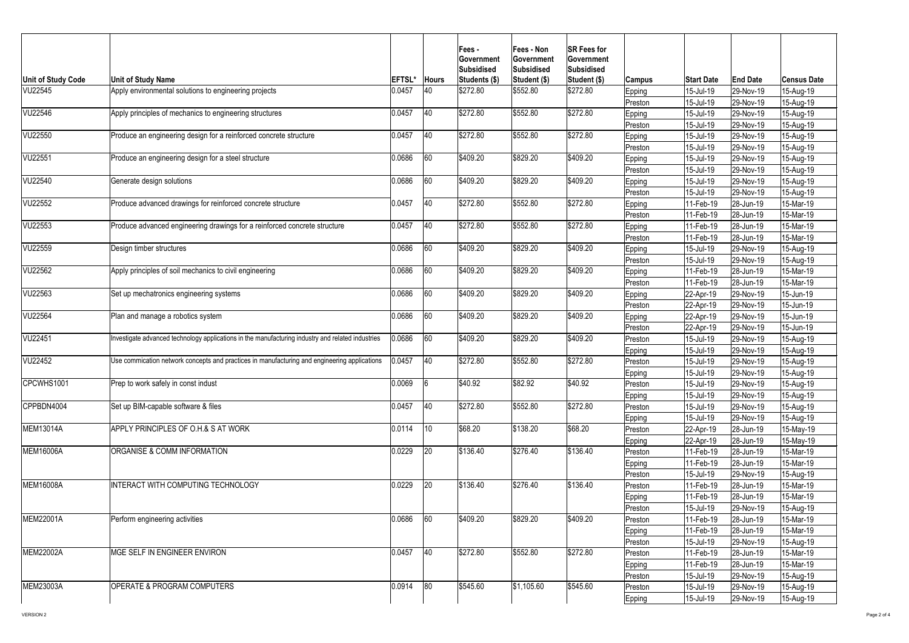| Unit of Study Code | Unit of Study Name | EFTSL* | Hours | Fees - Government Subsidised Students ($) | Fees - Non Government Subsidised Student ($) | SR Fees for Government Subsidised Student ($) | Campus | Start Date | End Date | Census Date |
|---|---|---|---|---|---|---|---|---|---|---|
| VU22545 | Apply environmental solutions to engineering projects | 0.0457 | 40 | $272.80 | $552.80 | $272.80 | Epping | 15-Jul-19 | 29-Nov-19 | 15-Aug-19 |
| | | | | | | | Preston | 15-Jul-19 | 29-Nov-19 | 15-Aug-19 |
| VU22546 | Apply principles of mechanics to engineering structures | 0.0457 | 40 | $272.80 | $552.80 | $272.80 | Epping | 15-Jul-19 | 29-Nov-19 | 15-Aug-19 |
| | | | | | | | Preston | 15-Jul-19 | 29-Nov-19 | 15-Aug-19 |
| VU22550 | Produce an engineering design for a reinforced concrete structure | 0.0457 | 40 | $272.80 | $552.80 | $272.80 | Epping | 15-Jul-19 | 29-Nov-19 | 15-Aug-19 |
| | | | | | | | Preston | 15-Jul-19 | 29-Nov-19 | 15-Aug-19 |
| VU22551 | Produce an engineering design for a steel structure | 0.0686 | 60 | $409.20 | $829.20 | $409.20 | Epping | 15-Jul-19 | 29-Nov-19 | 15-Aug-19 |
| | | | | | | | Preston | 15-Jul-19 | 29-Nov-19 | 15-Aug-19 |
| VU22540 | Generate design solutions | 0.0686 | 60 | $409.20 | $829.20 | $409.20 | Epping | 15-Jul-19 | 29-Nov-19 | 15-Aug-19 |
| | | | | | | | Preston | 15-Jul-19 | 29-Nov-19 | 15-Aug-19 |
| VU22552 | Produce advanced drawings for reinforced concrete structure | 0.0457 | 40 | $272.80 | $552.80 | $272.80 | Epping | 11-Feb-19 | 28-Jun-19 | 15-Mar-19 |
| | | | | | | | Preston | 11-Feb-19 | 28-Jun-19 | 15-Mar-19 |
| VU22553 | Produce advanced engineering drawings for a reinforced concrete structure | 0.0457 | 40 | $272.80 | $552.80 | $272.80 | Epping | 11-Feb-19 | 28-Jun-19 | 15-Mar-19 |
| | | | | | | | Preston | 11-Feb-19 | 28-Jun-19 | 15-Mar-19 |
| VU22559 | Design timber structures | 0.0686 | 60 | $409.20 | $829.20 | $409.20 | Epping | 15-Jul-19 | 29-Nov-19 | 15-Aug-19 |
| | | | | | | | Preston | 15-Jul-19 | 29-Nov-19 | 15-Aug-19 |
| VU22562 | Apply principles of soil mechanics to civil engineering | 0.0686 | 60 | $409.20 | $829.20 | $409.20 | Epping | 11-Feb-19 | 28-Jun-19 | 15-Mar-19 |
| | | | | | | | Preston | 11-Feb-19 | 28-Jun-19 | 15-Mar-19 |
| VU22563 | Set up mechatronics engineering systems | 0.0686 | 60 | $409.20 | $829.20 | $409.20 | Epping | 22-Apr-19 | 29-Nov-19 | 15-Jun-19 |
| | | | | | | | Preston | 22-Apr-19 | 29-Nov-19 | 15-Jun-19 |
| VU22564 | Plan and manage a robotics system | 0.0686 | 60 | $409.20 | $829.20 | $409.20 | Epping | 22-Apr-19 | 29-Nov-19 | 15-Jun-19 |
| | | | | | | | Preston | 22-Apr-19 | 29-Nov-19 | 15-Jun-19 |
| VU22451 | Investigate advanced technology applications in the manufacturing industry and related industries | 0.0686 | 60 | $409.20 | $829.20 | $409.20 | Preston | 15-Jul-19 | 29-Nov-19 | 15-Aug-19 |
| | | | | | | | Epping | 15-Jul-19 | 29-Nov-19 | 15-Aug-19 |
| VU22452 | Use commication network concepts and practices in manufacturing and engineering applications | 0.0457 | 40 | $272.80 | $552.80 | $272.80 | Preston | 15-Jul-19 | 29-Nov-19 | 15-Aug-19 |
| | | | | | | | Epping | 15-Jul-19 | 29-Nov-19 | 15-Aug-19 |
| CPCWHS1001 | Prep to work safely in const indust | 0.0069 | 6 | $40.92 | $82.92 | $40.92 | Preston | 15-Jul-19 | 29-Nov-19 | 15-Aug-19 |
| | | | | | | | Epping | 15-Jul-19 | 29-Nov-19 | 15-Aug-19 |
| CPPBDN4004 | Set up BIM-capable software & files | 0.0457 | 40 | $272.80 | $552.80 | $272.80 | Preston | 15-Jul-19 | 29-Nov-19 | 15-Aug-19 |
| | | | | | | | Epping | 15-Jul-19 | 29-Nov-19 | 15-Aug-19 |
| MEM13014A | APPLY PRINCIPLES OF O.H.& S AT WORK | 0.0114 | 10 | $68.20 | $138.20 | $68.20 | Preston | 22-Apr-19 | 28-Jun-19 | 15-May-19 |
| | | | | | | | Epping | 22-Apr-19 | 28-Jun-19 | 15-May-19 |
| MEM16006A | ORGANISE & COMM INFORMATION | 0.0229 | 20 | $136.40 | $276.40 | $136.40 | Preston | 11-Feb-19 | 28-Jun-19 | 15-Mar-19 |
| | | | | | | | Epping | 11-Feb-19 | 28-Jun-19 | 15-Mar-19 |
| | | | | | | | Preston | 15-Jul-19 | 29-Nov-19 | 15-Aug-19 |
| MEM16008A | INTERACT WITH COMPUTING TECHNOLOGY | 0.0229 | 20 | $136.40 | $276.40 | $136.40 | Preston | 11-Feb-19 | 28-Jun-19 | 15-Mar-19 |
| | | | | | | | Epping | 11-Feb-19 | 28-Jun-19 | 15-Mar-19 |
| | | | | | | | Preston | 15-Jul-19 | 29-Nov-19 | 15-Aug-19 |
| MEM22001A | Perform engineering activities | 0.0686 | 60 | $409.20 | $829.20 | $409.20 | Preston | 11-Feb-19 | 28-Jun-19 | 15-Mar-19 |
| | | | | | | | Epping | 11-Feb-19 | 28-Jun-19 | 15-Mar-19 |
| | | | | | | | Preston | 15-Jul-19 | 29-Nov-19 | 15-Aug-19 |
| MEM22002A | MGE SELF IN ENGINEER ENVIRON | 0.0457 | 40 | $272.80 | $552.80 | $272.80 | Preston | 11-Feb-19 | 28-Jun-19 | 15-Mar-19 |
| | | | | | | | Epping | 11-Feb-19 | 28-Jun-19 | 15-Mar-19 |
| | | | | | | | Preston | 15-Jul-19 | 29-Nov-19 | 15-Aug-19 |
| MEM23003A | OPERATE & PROGRAM COMPUTERS | 0.0914 | 80 | $545.60 | $1,105.60 | $545.60 | Preston | 15-Jul-19 | 29-Nov-19 | 15-Aug-19 |
| | | | | | | | Epping | 15-Jul-19 | 29-Nov-19 | 15-Aug-19 |

VERSION 2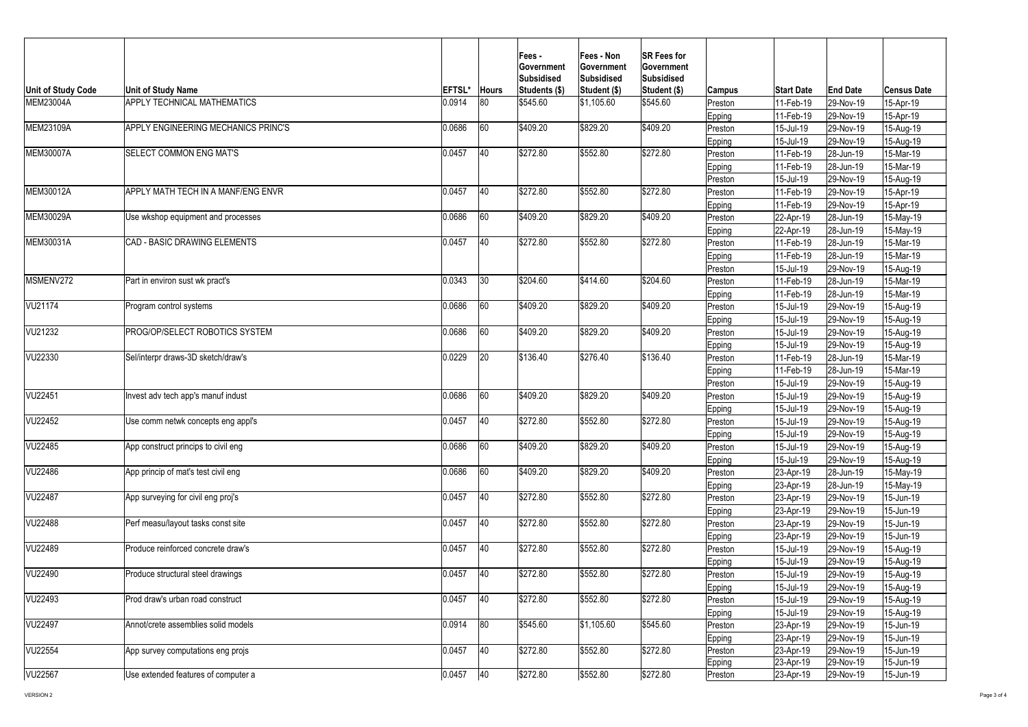| Unit of Study Code | Unit of Study Name | EFTSL* | Hours | Fees - Government Subsidised Students ($) | Fees - Non Government Subsidised Student ($) | SR Fees for Government Subsidised Student ($) | Campus | Start Date | End Date | Census Date |
|---|---|---|---|---|---|---|---|---|---|---|
| MEM23004A | APPLY TECHNICAL MATHEMATICS | 0.0914 | 80 | $545.60 | $1,105.60 | $545.60 | Preston | 11-Feb-19 | 29-Nov-19 | 15-Apr-19 |
| | | | | | | | Epping | 11-Feb-19 | 29-Nov-19 | 15-Apr-19 |
| MEM23109A | APPLY ENGINEERING MECHANICS PRINC'S | 0.0686 | 60 | $409.20 | $829.20 | $409.20 | Preston | 15-Jul-19 | 29-Nov-19 | 15-Aug-19 |
| | | | | | | | Epping | 15-Jul-19 | 29-Nov-19 | 15-Aug-19 |
| MEM30007A | SELECT COMMON ENG MAT'S | 0.0457 | 40 | $272.80 | $552.80 | $272.80 | Preston | 11-Feb-19 | 28-Jun-19 | 15-Mar-19 |
| | | | | | | | Epping | 11-Feb-19 | 28-Jun-19 | 15-Mar-19 |
| | | | | | | | Preston | 15-Jul-19 | 29-Nov-19 | 15-Aug-19 |
| MEM30012A | APPLY MATH TECH IN A MANF/ENG ENVR | 0.0457 | 40 | $272.80 | $552.80 | $272.80 | Preston | 11-Feb-19 | 29-Nov-19 | 15-Apr-19 |
| | | | | | | | Epping | 11-Feb-19 | 29-Nov-19 | 15-Apr-19 |
| MEM30029A | Use wkshop equipment and processes | 0.0686 | 60 | $409.20 | $829.20 | $409.20 | Preston | 22-Apr-19 | 28-Jun-19 | 15-May-19 |
| | | | | | | | Epping | 22-Apr-19 | 28-Jun-19 | 15-May-19 |
| MEM30031A | CAD - BASIC DRAWING ELEMENTS | 0.0457 | 40 | $272.80 | $552.80 | $272.80 | Preston | 11-Feb-19 | 28-Jun-19 | 15-Mar-19 |
| | | | | | | | Epping | 11-Feb-19 | 28-Jun-19 | 15-Mar-19 |
| | | | | | | | Preston | 15-Jul-19 | 29-Nov-19 | 15-Aug-19 |
| MSMENV272 | Part in environ sust wk pract's | 0.0343 | 30 | $204.60 | $414.60 | $204.60 | Preston | 11-Feb-19 | 28-Jun-19 | 15-Mar-19 |
| | | | | | | | Epping | 11-Feb-19 | 28-Jun-19 | 15-Mar-19 |
| VU21174 | Program control systems | 0.0686 | 60 | $409.20 | $829.20 | $409.20 | Preston | 15-Jul-19 | 29-Nov-19 | 15-Aug-19 |
| | | | | | | | Epping | 15-Jul-19 | 29-Nov-19 | 15-Aug-19 |
| VU21232 | PROG/OP/SELECT ROBOTICS SYSTEM | 0.0686 | 60 | $409.20 | $829.20 | $409.20 | Preston | 15-Jul-19 | 29-Nov-19 | 15-Aug-19 |
| | | | | | | | Epping | 15-Jul-19 | 29-Nov-19 | 15-Aug-19 |
| VU22330 | Sel/interpr draws-3D sketch/draw's | 0.0229 | 20 | $136.40 | $276.40 | $136.40 | Preston | 11-Feb-19 | 28-Jun-19 | 15-Mar-19 |
| | | | | | | | Epping | 11-Feb-19 | 28-Jun-19 | 15-Mar-19 |
| | | | | | | | Preston | 15-Jul-19 | 29-Nov-19 | 15-Aug-19 |
| VU22451 | Invest adv tech app's manuf indust | 0.0686 | 60 | $409.20 | $829.20 | $409.20 | Preston | 15-Jul-19 | 29-Nov-19 | 15-Aug-19 |
| | | | | | | | Epping | 15-Jul-19 | 29-Nov-19 | 15-Aug-19 |
| VU22452 | Use comm netwk concepts eng appl's | 0.0457 | 40 | $272.80 | $552.80 | $272.80 | Preston | 15-Jul-19 | 29-Nov-19 | 15-Aug-19 |
| | | | | | | | Epping | 15-Jul-19 | 29-Nov-19 | 15-Aug-19 |
| VU22485 | App construct princips to civil eng | 0.0686 | 60 | $409.20 | $829.20 | $409.20 | Preston | 15-Jul-19 | 29-Nov-19 | 15-Aug-19 |
| | | | | | | | Epping | 15-Jul-19 | 29-Nov-19 | 15-Aug-19 |
| VU22486 | App princip of mat's test civil eng | 0.0686 | 60 | $409.20 | $829.20 | $409.20 | Preston | 23-Apr-19 | 28-Jun-19 | 15-May-19 |
| | | | | | | | Epping | 23-Apr-19 | 28-Jun-19 | 15-May-19 |
| VU22487 | App surveying for civil eng proj's | 0.0457 | 40 | $272.80 | $552.80 | $272.80 | Preston | 23-Apr-19 | 29-Nov-19 | 15-Jun-19 |
| | | | | | | | Epping | 23-Apr-19 | 29-Nov-19 | 15-Jun-19 |
| VU22488 | Perf measu/layout tasks const site | 0.0457 | 40 | $272.80 | $552.80 | $272.80 | Preston | 23-Apr-19 | 29-Nov-19 | 15-Jun-19 |
| | | | | | | | Epping | 23-Apr-19 | 29-Nov-19 | 15-Jun-19 |
| VU22489 | Produce reinforced concrete draw's | 0.0457 | 40 | $272.80 | $552.80 | $272.80 | Preston | 15-Jul-19 | 29-Nov-19 | 15-Aug-19 |
| | | | | | | | Epping | 15-Jul-19 | 29-Nov-19 | 15-Aug-19 |
| VU22490 | Produce structural steel drawings | 0.0457 | 40 | $272.80 | $552.80 | $272.80 | Preston | 15-Jul-19 | 29-Nov-19 | 15-Aug-19 |
| | | | | | | | Epping | 15-Jul-19 | 29-Nov-19 | 15-Aug-19 |
| VU22493 | Prod draw's urban road construct | 0.0457 | 40 | $272.80 | $552.80 | $272.80 | Preston | 15-Jul-19 | 29-Nov-19 | 15-Aug-19 |
| | | | | | | | Epping | 15-Jul-19 | 29-Nov-19 | 15-Aug-19 |
| VU22497 | Annot/crete assemblies solid models | 0.0914 | 80 | $545.60 | $1,105.60 | $545.60 | Preston | 23-Apr-19 | 29-Nov-19 | 15-Jun-19 |
| | | | | | | | Epping | 23-Apr-19 | 29-Nov-19 | 15-Jun-19 |
| VU22554 | App survey computations eng projs | 0.0457 | 40 | $272.80 | $552.80 | $272.80 | Preston | 23-Apr-19 | 29-Nov-19 | 15-Jun-19 |
| | | | | | | | Epping | 23-Apr-19 | 29-Nov-19 | 15-Jun-19 |
| VU22567 | Use extended features of computer a | 0.0457 | 40 | $272.80 | $552.80 | $272.80 | Preston | 23-Apr-19 | 29-Nov-19 | 15-Jun-19 |

VERSION 2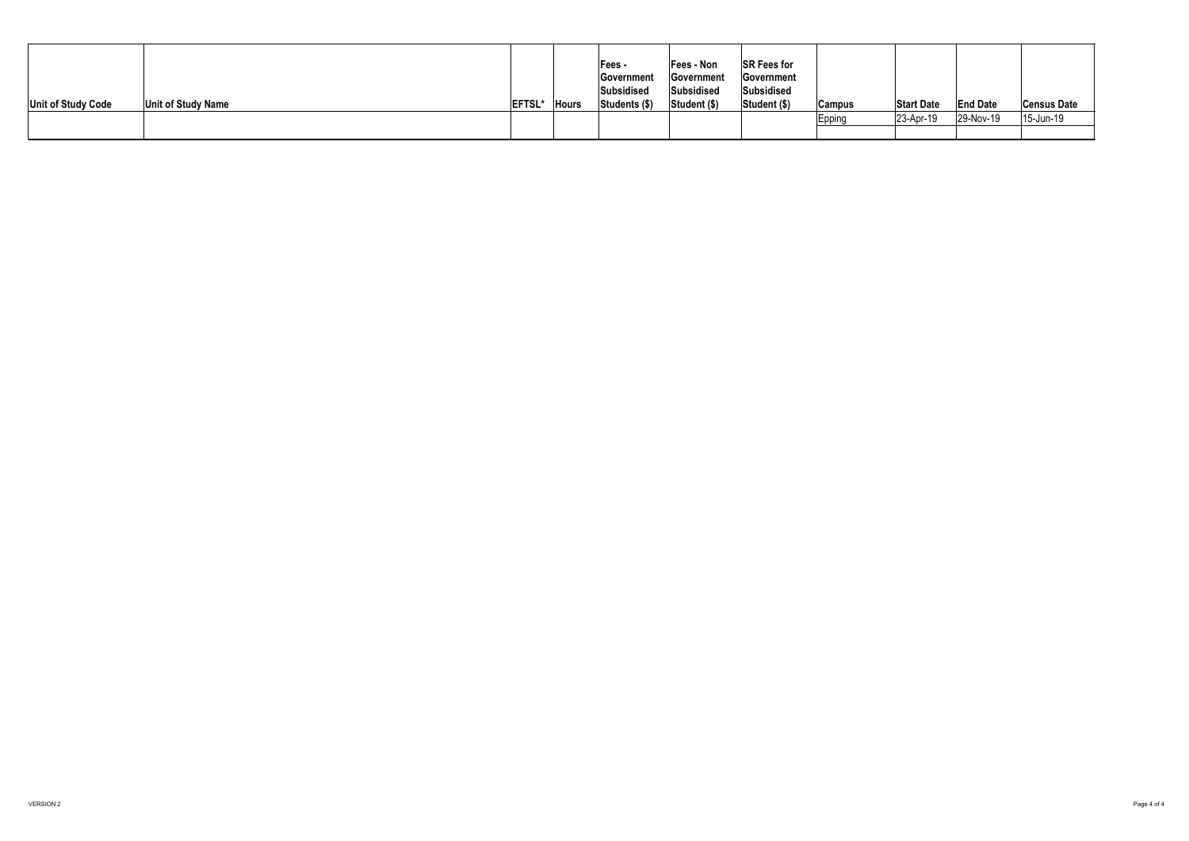| Unit of Study Code | Unit of Study Name | EFTSL* | Hours | Fees - Government Subsidised Students ($) | Fees - Non Government Subsidised Student ($) | SR Fees for Government Subsidised Student ($) | Campus | Start Date | End Date | Census Date |
|---|---|---|---|---|---|---|---|---|---|---|
| | | | | | | | Epping | 23-Apr-19 | 29-Nov-19 | 15-Jun-19 |
| | | | | | | | | | | |

VERSION 2